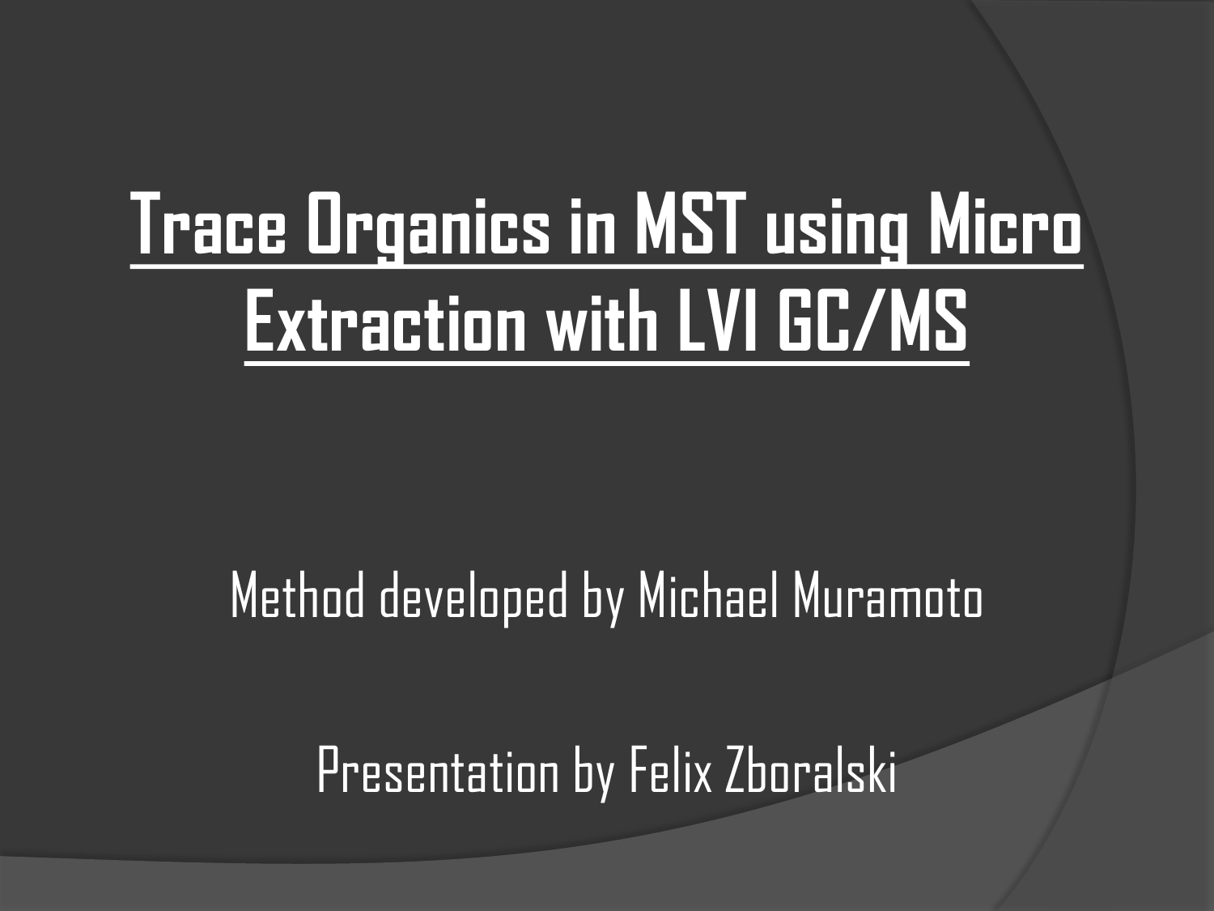# Trace Organics in MST using Micro Extraction with LVI GC/MS

Method developed by Michael Muramoto

Presentation by Felix Zboralski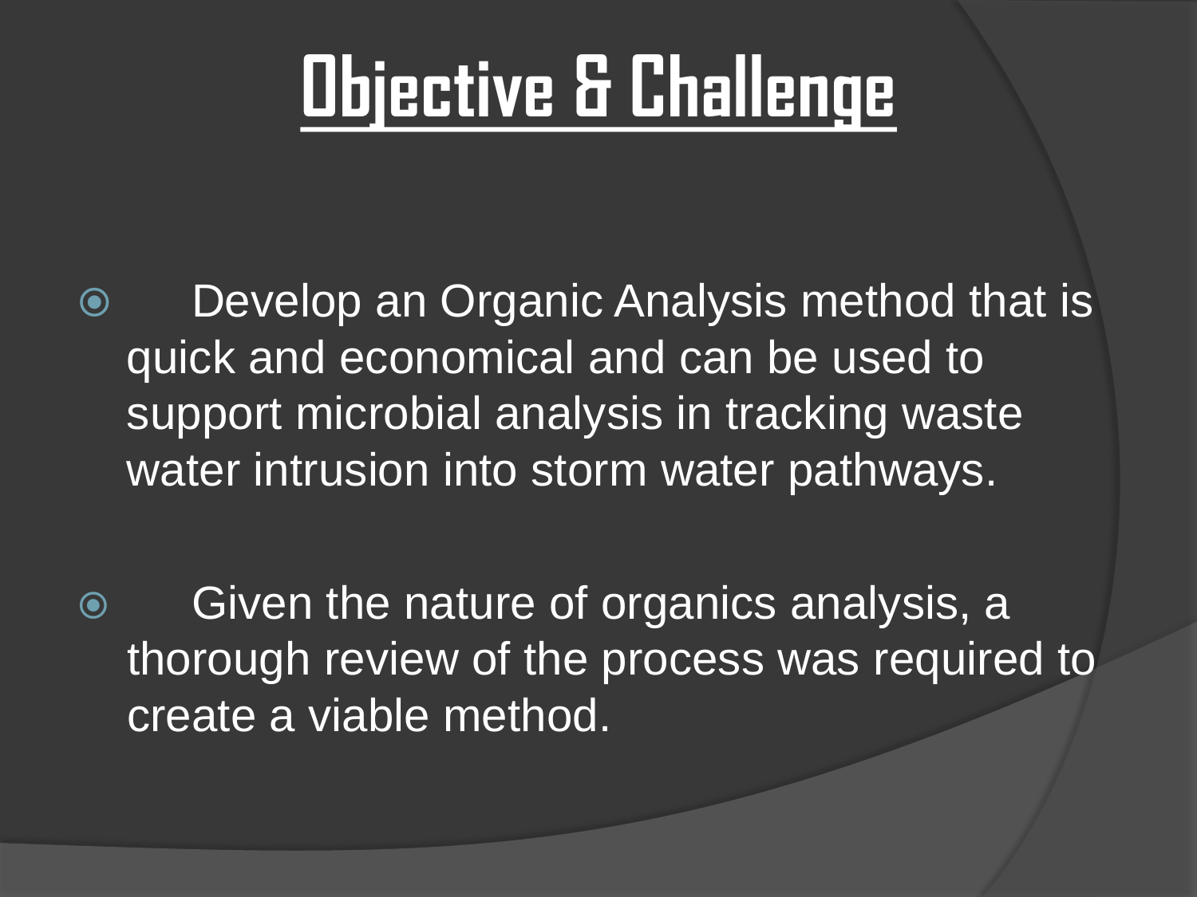# Objective & Challenge

- Develop an Organic Analysis method that is quick and economical and can be used to support microbial analysis in tracking waste water intrusion into storm water pathways.

- Given the nature of organics analysis, a thorough review of the process was required to create a viable method.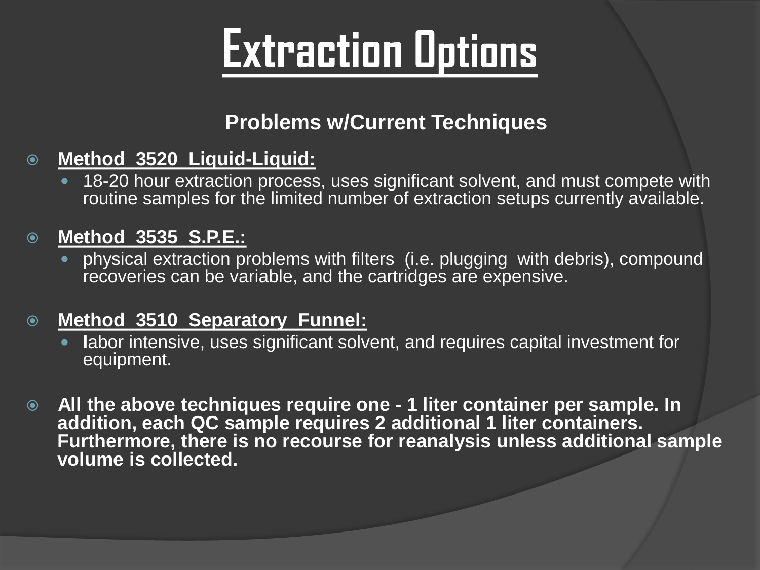# Extraction Options

### Problems w/Current Techniques

- **Method 3520 Liquid-Liquid:**
  - 18-20 hour extraction process, uses significant solvent, and must compete with routine samples for the limited number of extraction setups currently available.
- **Method 3535 S.P.E.:**
  - physical extraction problems with filters (i.e. plugging with debris), compound recoveries can be variable, and the cartridges are expensive.
- **Method 3510 Separatory Funnel:**
  - labor intensive, uses significant solvent, and requires capital investment for equipment.
- **All the above techniques require one - 1 liter container per sample. In addition, each QC sample requires 2 additional 1 liter containers. Furthermore, there is no recourse for reanalysis unless additional sample volume is collected.**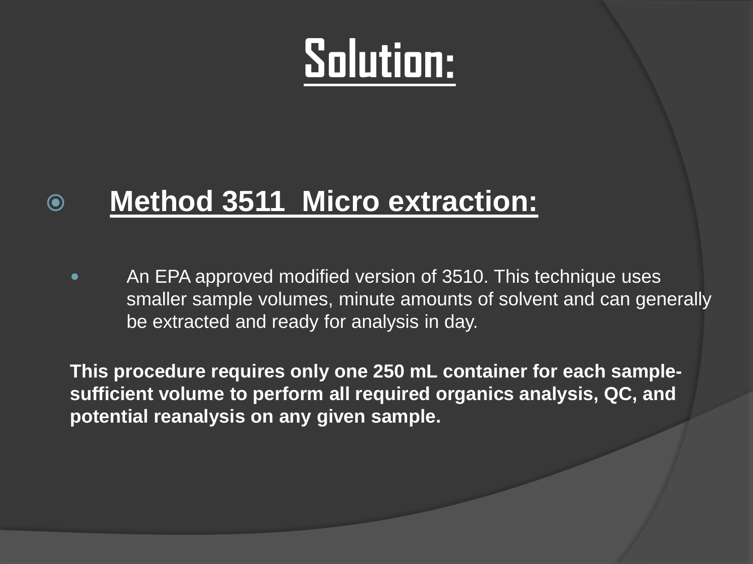# Solution:

- **Method 3511 Micro extraction:**
  - An EPA approved modified version of 3510. This technique uses smaller sample volumes, minute amounts of solvent and can generally be extracted and ready for analysis in day.

**This procedure requires only one 250 mL container for each sample- sufficient volume to perform all required organics analysis, QC, and potential reanalysis on any given sample.**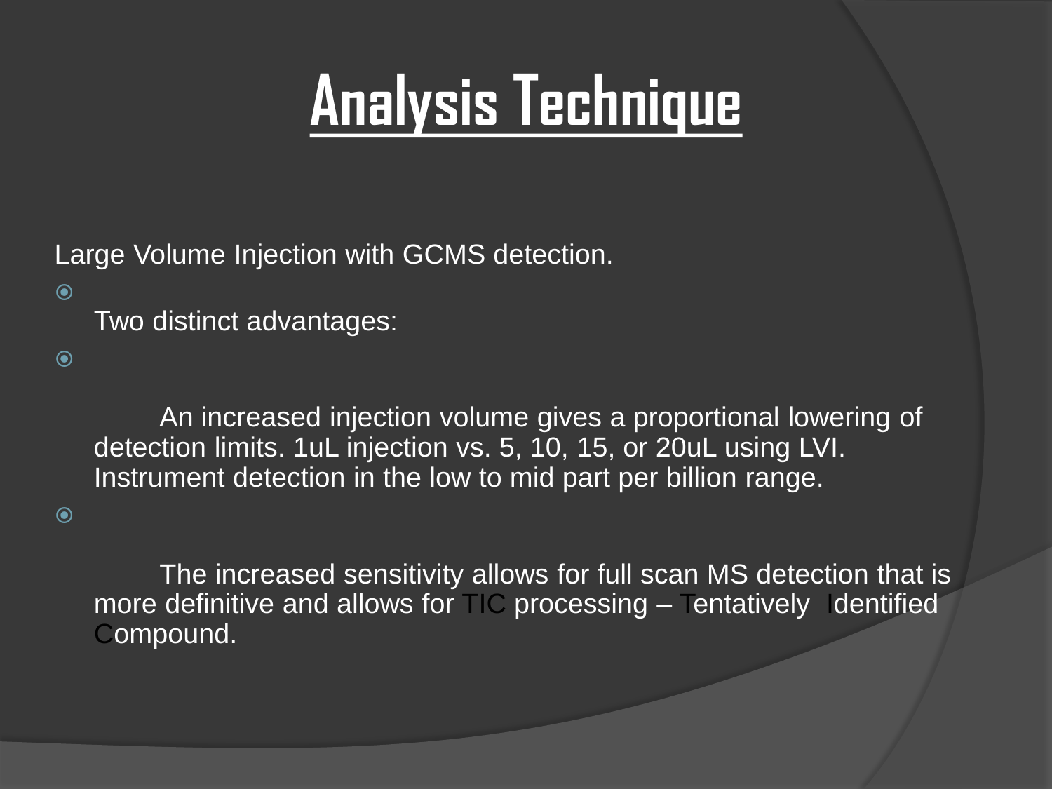# Analysis Technique

Large Volume Injection with GCMS detection.

- Two distinct advantages:
- An increased injection volume gives a proportional lowering of detection limits. 1uL injection vs. 5, 10, 15, or 20uL using LVI. Instrument detection in the low to mid part per billion range.
- The increased sensitivity allows for full scan MS detection that is more definitive and allows for TIC processing – Tentatively Identified Compound.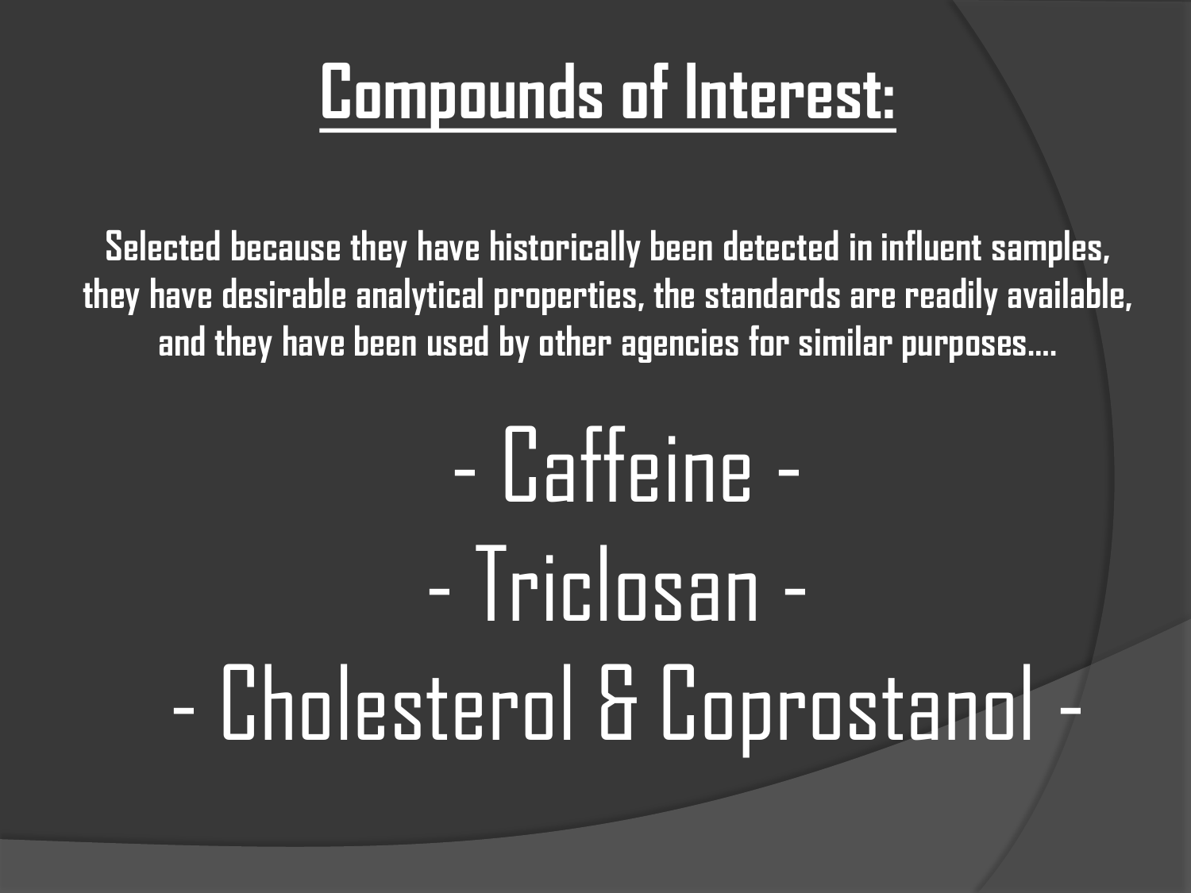# Compounds of Interest:

**Selected because they have historically been detected in influent samples, they have desirable analytical properties, the standards are readily available, and they have been used by other agencies for similar purposes….**

- Caffeine -

- Triclosan -

- Cholesterol & Coprostanol -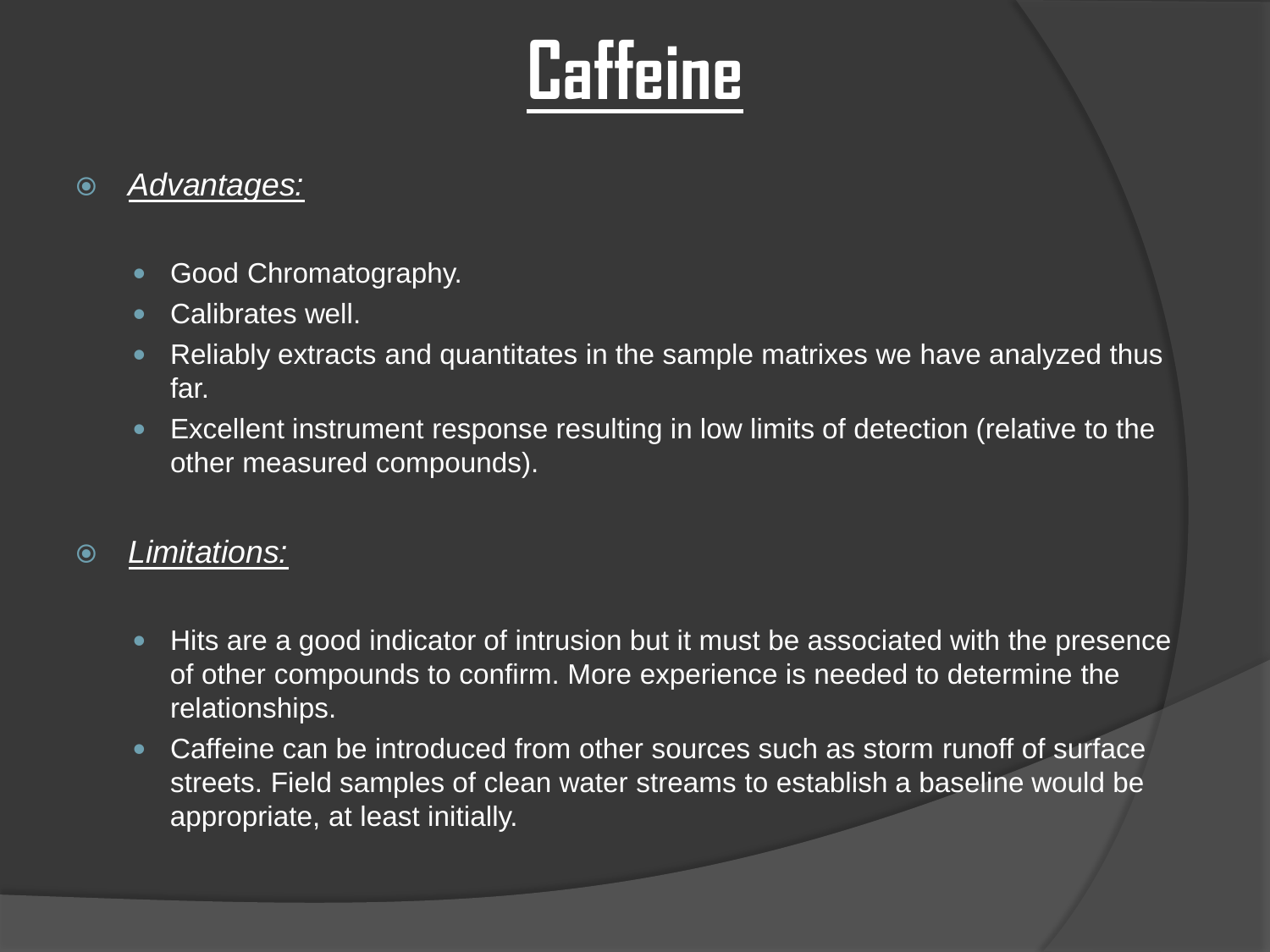# Caffeine

- *Advantages:*
  - Good Chromatography.
  - Calibrates well.
  - Reliably extracts and quantitates in the sample matrixes we have analyzed thus far.
  - Excellent instrument response resulting in low limits of detection (relative to the other measured compounds).

- *Limitations:*
  - Hits are a good indicator of intrusion but it must be associated with the presence of other compounds to confirm. More experience is needed to determine the relationships.
  - Caffeine can be introduced from other sources such as storm runoff of surface streets. Field samples of clean water streams to establish a baseline would be appropriate, at least initially.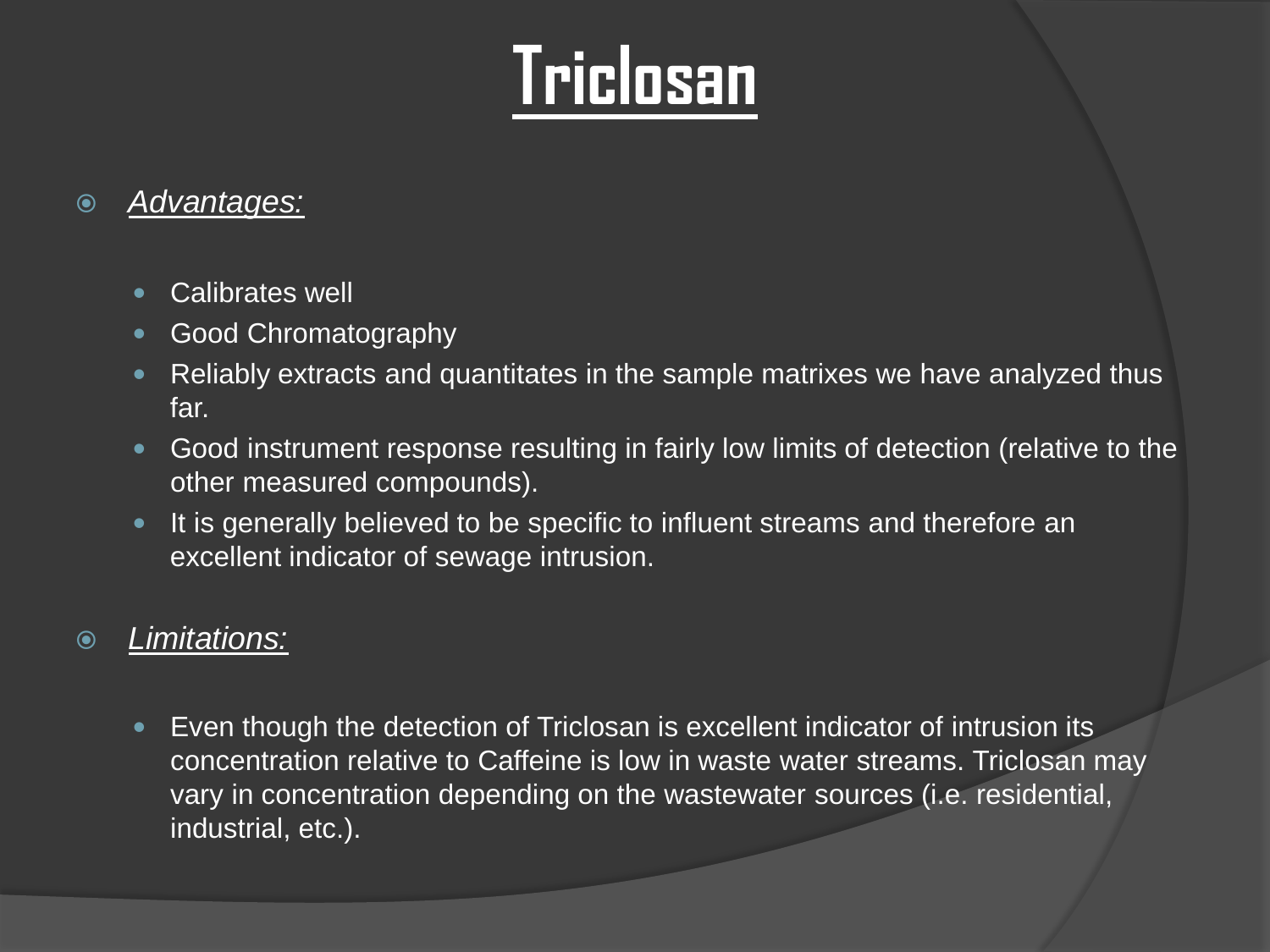# Triclosan

- *Advantages:*

  - Calibrates well
  - Good Chromatography
  - Reliably extracts and quantitates in the sample matrixes we have analyzed thus far.
  - Good instrument response resulting in fairly low limits of detection (relative to the other measured compounds).
  - It is generally believed to be specific to influent streams and therefore an excellent indicator of sewage intrusion.

- *Limitations:*

  - Even though the detection of Triclosan is excellent indicator of intrusion its concentration relative to Caffeine is low in waste water streams. Triclosan may vary in concentration depending on the wastewater sources (i.e. residential, industrial, etc.).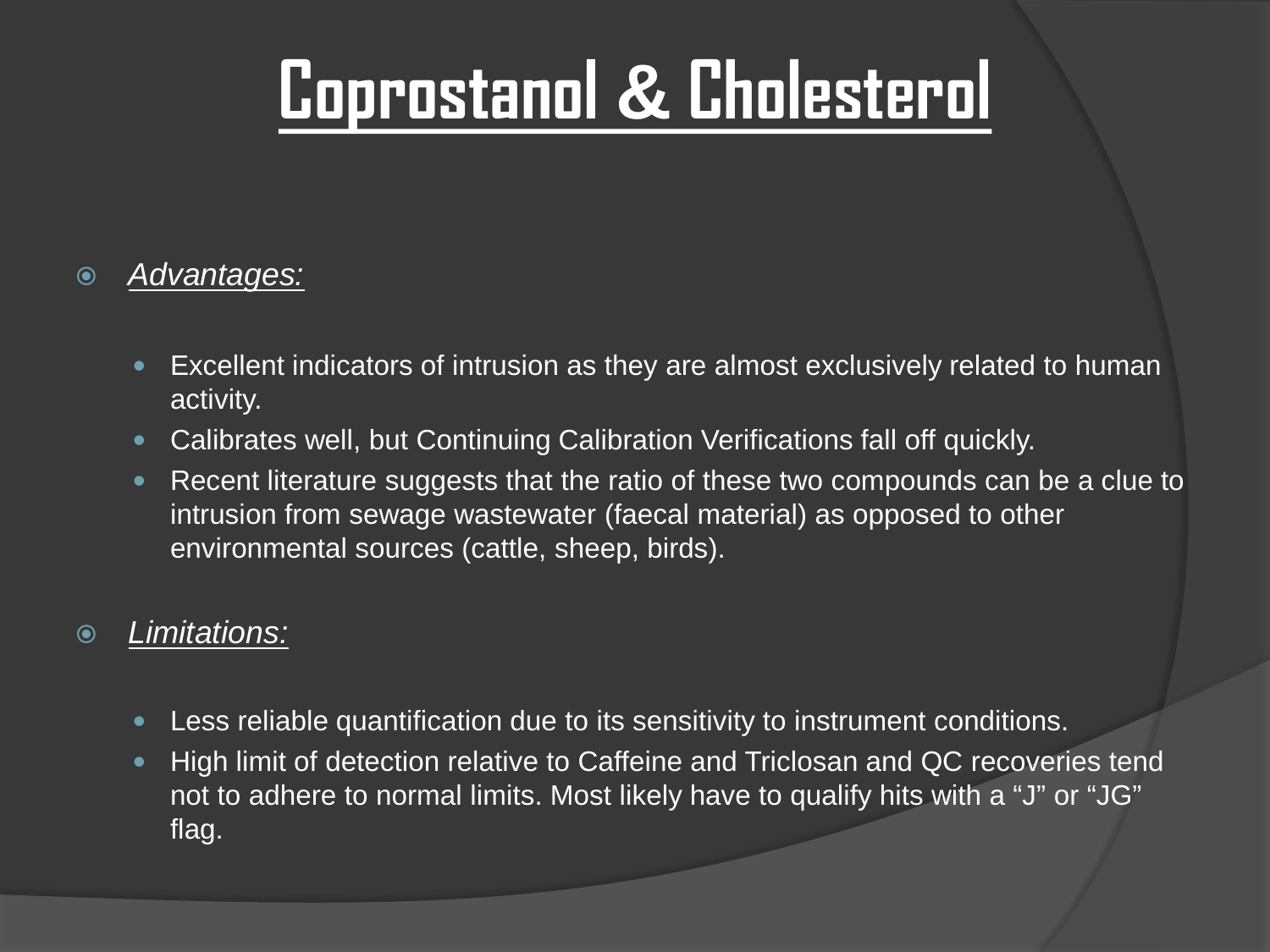# Coprostanol & Cholesterol

- *Advantages:*
  - Excellent indicators of intrusion as they are almost exclusively related to human activity.
  - Calibrates well, but Continuing Calibration Verifications fall off quickly.
  - Recent literature suggests that the ratio of these two compounds can be a clue to intrusion from sewage wastewater (faecal material) as opposed to other environmental sources (cattle, sheep, birds).
- *Limitations:*
  - Less reliable quantification due to its sensitivity to instrument conditions.
  - High limit of detection relative to Caffeine and Triclosan and QC recoveries tend not to adhere to normal limits. Most likely have to qualify hits with a "J" or "JG" flag.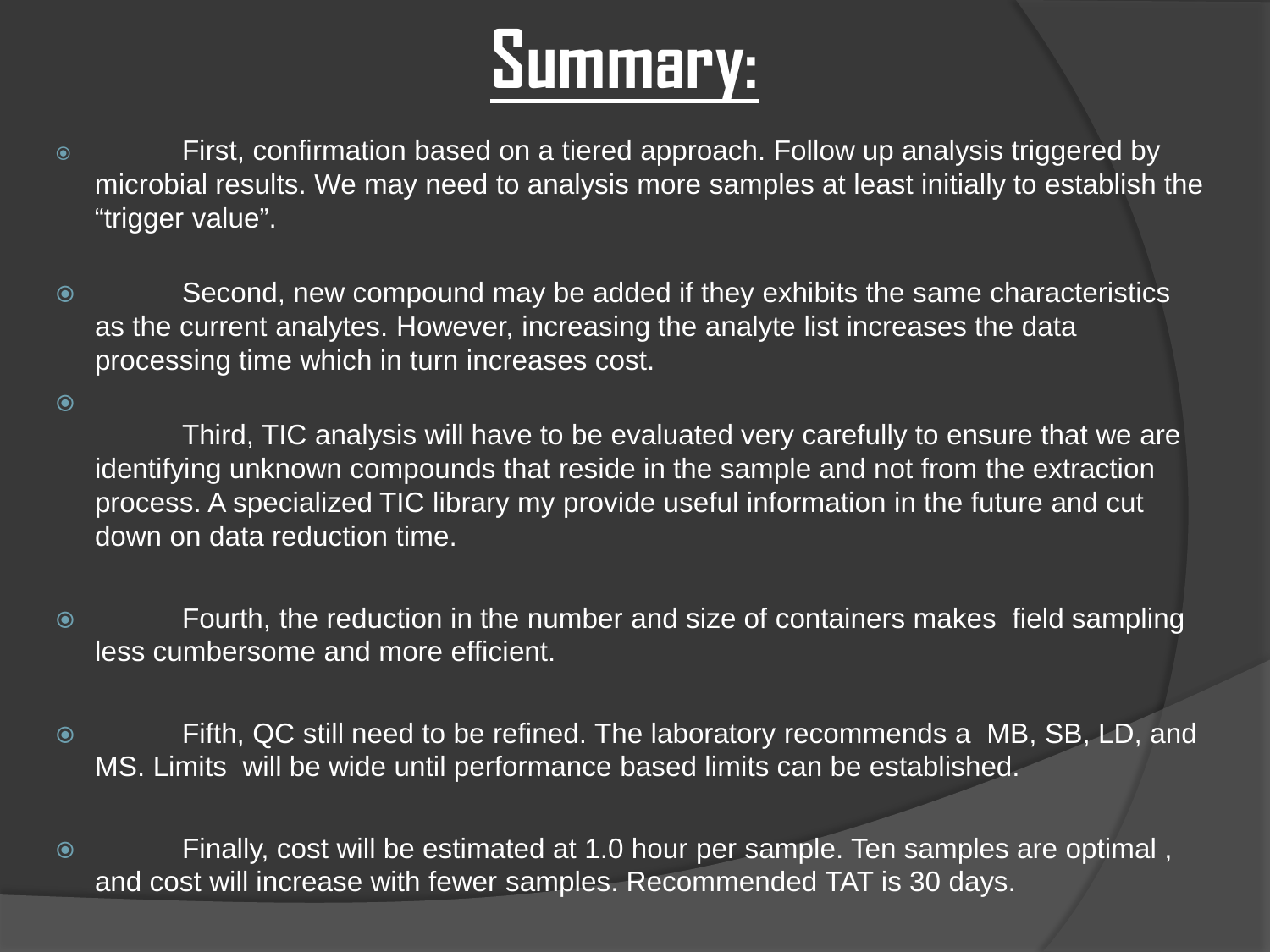# Summary:

- First, confirmation based on a tiered approach. Follow up analysis triggered by microbial results. We may need to analysis more samples at least initially to establish the “trigger value”.

- Second, new compound may be added if they exhibits the same characteristics as the current analytes. However, increasing the analyte list increases the data processing time which in turn increases cost.

- Third, TIC analysis will have to be evaluated very carefully to ensure that we are identifying unknown compounds that reside in the sample and not from the extraction process. A specialized TIC library my provide useful information in the future and cut down on data reduction time.

- Fourth, the reduction in the number and size of containers makes field sampling less cumbersome and more efficient.

- Fifth, QC still need to be refined. The laboratory recommends a MB, SB, LD, and MS. Limits will be wide until performance based limits can be established.

- Finally, cost will be estimated at 1.0 hour per sample. Ten samples are optimal , and cost will increase with fewer samples. Recommended TAT is 30 days.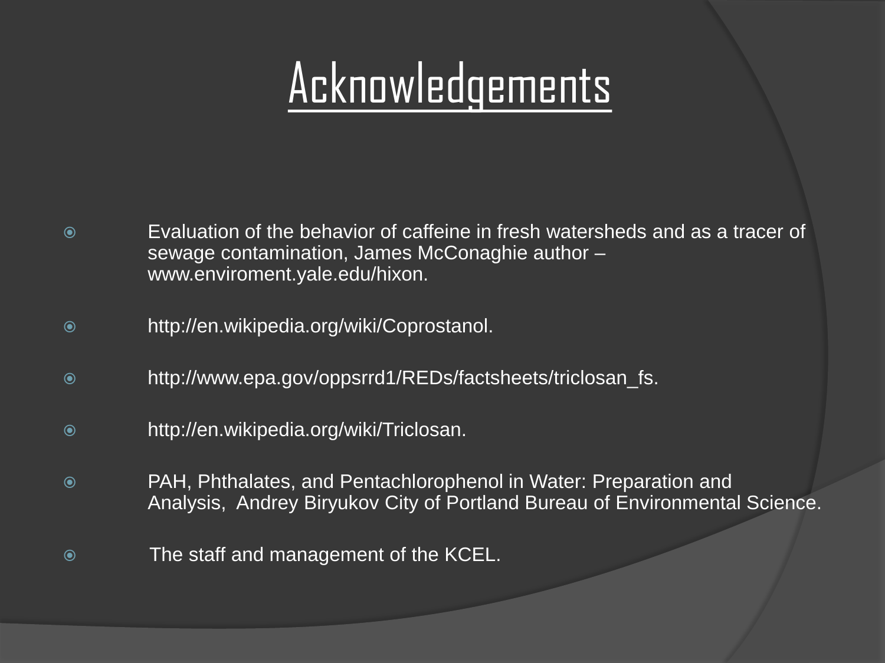# Acknowledgements

- Evaluation of the behavior of caffeine in fresh watersheds and as a tracer of sewage contamination, James McConaghie author – www.enviroment.yale.edu/hixon.
- http://en.wikipedia.org/wiki/Coprostanol.
- http://www.epa.gov/oppsrrd1/REDs/factsheets/triclosan_fs.
- http://en.wikipedia.org/wiki/Triclosan.
- PAH, Phthalates, and Pentachlorophenol in Water: Preparation and Analysis, Andrey Biryukov City of Portland Bureau of Environmental Science.
- The staff and management of the KCEL.